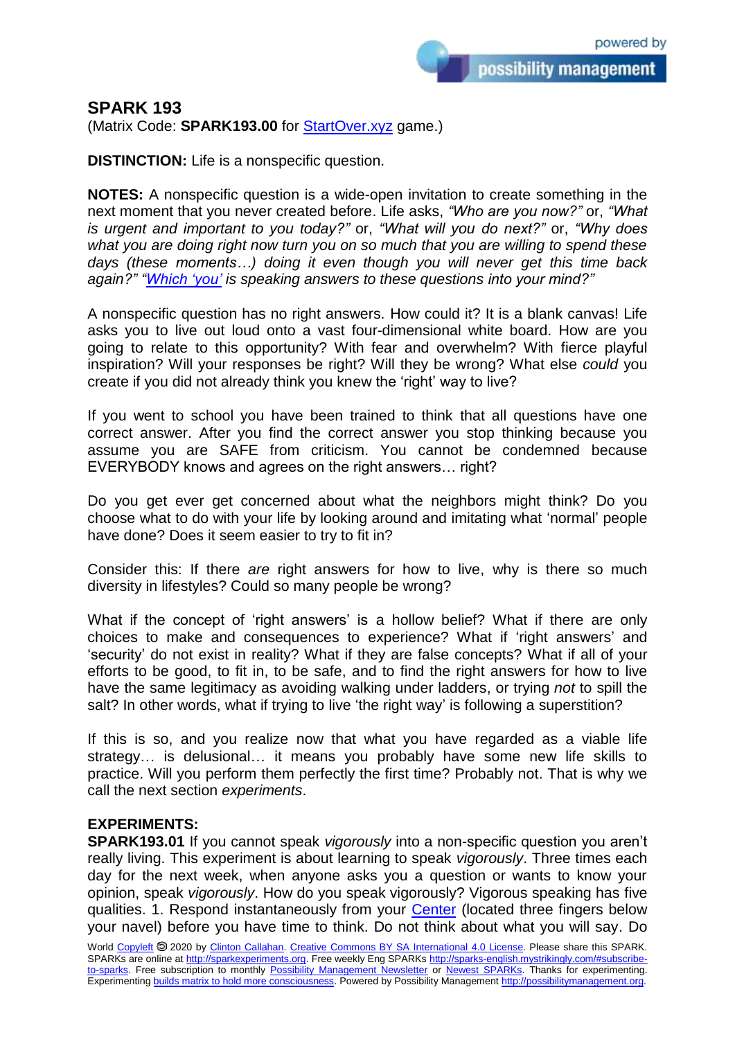# SPARK 193

(Matrix Code: **SPARK193.00** for StartOver.xyz game.)

**DISTINCTION:** Life is a nonspecific question.

**NOTES:** A nonspecific question is a wide-open invitation to create something in the next moment that you never created before. Life asks, *"Who are you now?"* or, *"What is urgent and important to you today?"* or, *"What will you do next?"* or, *"Why does what you are doing right now turn you on so much that you are willing to spend these days (these moments…) doing it even though you will never get this time back again?" "Which 'you' is speaking answers to these questions into your mind?"*

A nonspecific question has no right answers. How could it? It is a blank canvas! Life asks you to live out loud onto a vast four-dimensional white board. How are you going to relate to this opportunity? With fear and overwhelm? With fierce playful inspiration? Will your responses be right? Will they be wrong? What else *could* you create if you did not already think you knew the 'right' way to live?

If you went to school you have been trained to think that all questions have one correct answer. After you find the correct answer you stop thinking because you assume you are SAFE from criticism. You cannot be condemned because EVERYBODY knows and agrees on the right answers… right?

Do you get ever get concerned about what the neighbors might think? Do you choose what to do with your life by looking around and imitating what 'normal' people have done? Does it seem easier to try to fit in?

Consider this: If there *are* right answers for how to live, why is there so much diversity in lifestyles? Could so many people be wrong?

What if the concept of 'right answers' is a hollow belief? What if there are only choices to make and consequences to experience? What if 'right answers' and 'security' do not exist in reality? What if they are false concepts? What if all of your efforts to be good, to fit in, to be safe, and to find the right answers for how to live have the same legitimacy as avoiding walking under ladders, or trying *not* to spill the salt? In other words, what if trying to live 'the right way' is following a superstition?

If this is so, and you realize now that what you have regarded as a viable life strategy… is delusional… it means you probably have some new life skills to practice. Will you perform them perfectly the first time? Probably not. That is why we call the next section *experiments*.

**EXPERIMENTS:**

**SPARK193.01** If you cannot speak *vigorously* into a non-specific question you aren't really living. This experiment is about learning to speak *vigorously*. Three times each day for the next week, when anyone asks you a question or wants to know your opinion, speak *vigorously*. How do you speak vigorously? Vigorous speaking has five qualities. 1. Respond instantaneously from your Center (located three fingers below your navel) before you have time to think. Do not think about what you will say. Do

World Copyleft 🄯 2020 by Clinton Callahan. Creative Commons BY SA International 4.0 License. Please share this SPARK. SPARKs are online at http://sparkexperiments.org. Free weekly Eng SPARKs http://sparks-english.mystrikingly.com/#subscribe-to-sparks. Free subscription to monthly Possibility Management Newsletter or Newest SPARKs. Thanks for experimenting. Experimenting builds matrix to hold more consciousness. Powered by Possibility Management http://possibilitymanagement.org.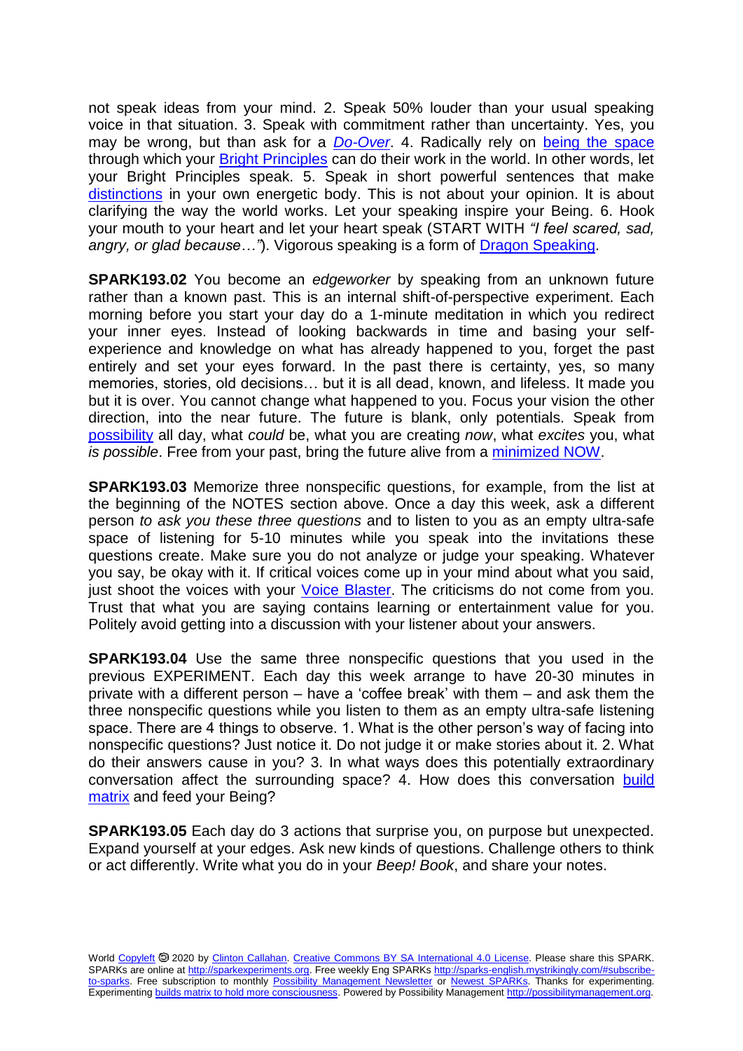not speak ideas from your mind. 2. Speak 50% louder than your usual speaking voice in that situation. 3. Speak with commitment rather than uncertainty. Yes, you may be wrong, but than ask for a *Do-Over*. 4. Radically rely on being the space through which your Bright Principles can do their work in the world. In other words, let your Bright Principles speak. 5. Speak in short powerful sentences that make distinctions in your own energetic body. This is not about your opinion. It is about clarifying the way the world works. Let your speaking inspire your Being. 6. Hook your mouth to your heart and let your heart speak (START WITH *"I feel scared, sad, angry, or glad because…"*). Vigorous speaking is a form of Dragon Speaking.

**SPARK193.02** You become an *edgeworker* by speaking from an unknown future rather than a known past. This is an internal shift-of-perspective experiment. Each morning before you start your day do a 1-minute meditation in which you redirect your inner eyes. Instead of looking backwards in time and basing your self-experience and knowledge on what has already happened to you, forget the past entirely and set your eyes forward. In the past there is certainty, yes, so many memories, stories, old decisions… but it is all dead, known, and lifeless. It made you but it is over. You cannot change what happened to you. Focus your vision the other direction, into the near future. The future is blank, only potentials. Speak from possibility all day, what *could* be, what you are creating *now*, what *excites* you, what *is possible*. Free from your past, bring the future alive from a minimized NOW.

**SPARK193.03** Memorize three nonspecific questions, for example, from the list at the beginning of the NOTES section above. Once a day this week, ask a different person *to ask you these three questions* and to listen to you as an empty ultra-safe space of listening for 5-10 minutes while you speak into the invitations these questions create. Make sure you do not analyze or judge your speaking. Whatever you say, be okay with it. If critical voices come up in your mind about what you said, just shoot the voices with your Voice Blaster. The criticisms do not come from you. Trust that what you are saying contains learning or entertainment value for you. Politely avoid getting into a discussion with your listener about your answers.

**SPARK193.04** Use the same three nonspecific questions that you used in the previous EXPERIMENT. Each day this week arrange to have 20-30 minutes in private with a different person – have a 'coffee break' with them – and ask them the three nonspecific questions while you listen to them as an empty ultra-safe listening space. There are 4 things to observe. 1. What is the other person's way of facing into nonspecific questions? Just notice it. Do not judge it or make stories about it. 2. What do their answers cause in you? 3. In what ways does this potentially extraordinary conversation affect the surrounding space? 4. How does this conversation build matrix and feed your Being?

**SPARK193.05** Each day do 3 actions that surprise you, on purpose but unexpected. Expand yourself at your edges. Ask new kinds of questions. Challenge others to think or act differently. Write what you do in your *Beep! Book*, and share your notes.

World Copyleft 🄯 2020 by Clinton Callahan. Creative Commons BY SA International 4.0 License. Please share this SPARK. SPARKs are online at http://sparkexperiments.org. Free weekly Eng SPARKs http://sparks-english.mystrikingly.com/#subscribe-to-sparks. Free subscription to monthly Possibility Management Newsletter or Newest SPARKs. Thanks for experimenting. Experimenting builds matrix to hold more consciousness. Powered by Possibility Management http://possibilitymanagement.org.